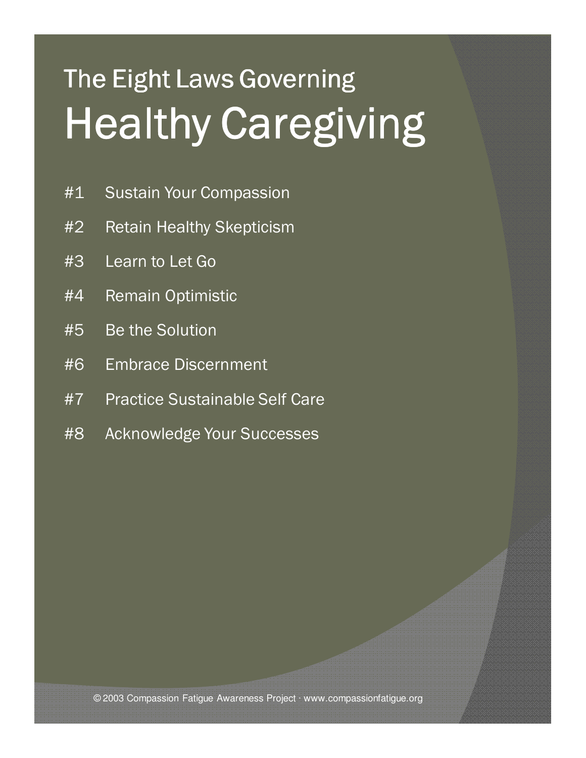# The Eight Laws Governing Healthy Caregiving

#1 Sustain Your Compassion

#2 Retain Healthy Skepticism

#3 Learn to Let Go

#4 Remain Optimistic

#5 Be the Solution

#6 Embrace Discernment

#7 Practice Sustainable Self Care

#8 Acknowledge Your Successes

© 2003 Compassion Fatigue Awareness Project · www.compassionfatigue.org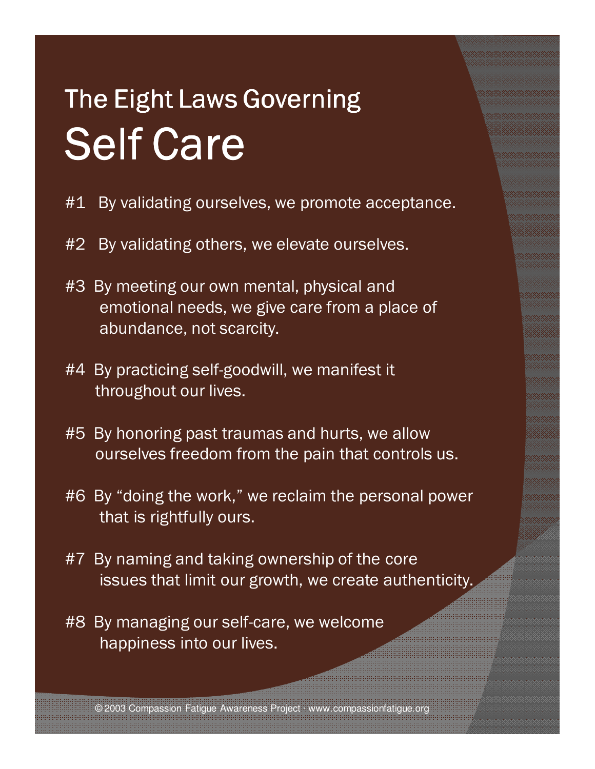# The Eight Laws Governing Self Care

#1 By validating ourselves, we promote acceptance.

#2 By validating others, we elevate ourselves.

#3 By meeting our own mental, physical and emotional needs, we give care from a place of abundance, not scarcity.

#4 By practicing self-goodwill, we manifest it throughout our lives.

#5 By honoring past traumas and hurts, we allow ourselves freedom from the pain that controls us.

#6 By "doing the work," we reclaim the personal power that is rightfully ours.

#7 By naming and taking ownership of the core issues that limit our growth, we create authenticity.

#8 By managing our self-care, we welcome happiness into our lives.

© 2003 Compassion Fatigue Awareness Project · www.compassionfatigue.org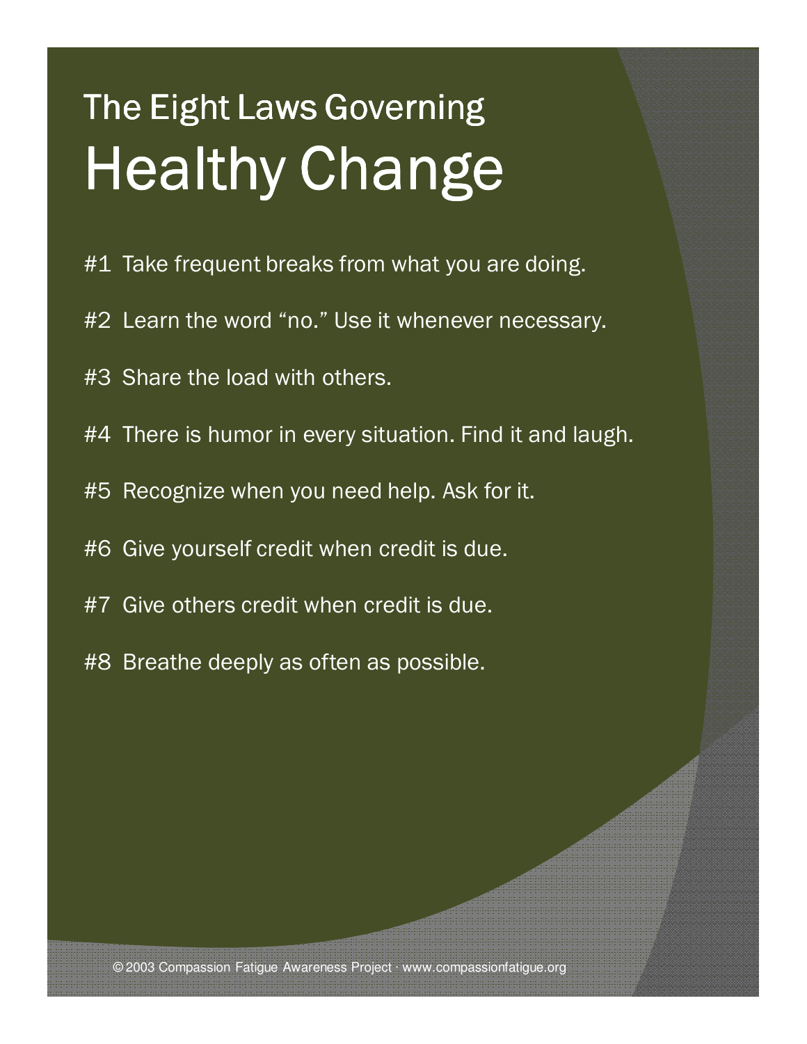# The Eight Laws Governing Healthy Change

#1 Take frequent breaks from what you are doing.

#2 Learn the word "no." Use it whenever necessary.

#3 Share the load with others.

#4 There is humor in every situation. Find it and laugh.

#5 Recognize when you need help. Ask for it.

#6 Give yourself credit when credit is due.

#7 Give others credit when credit is due.

#8 Breathe deeply as often as possible.

© 2003 Compassion Fatigue Awareness Project · www.compassionfatigue.org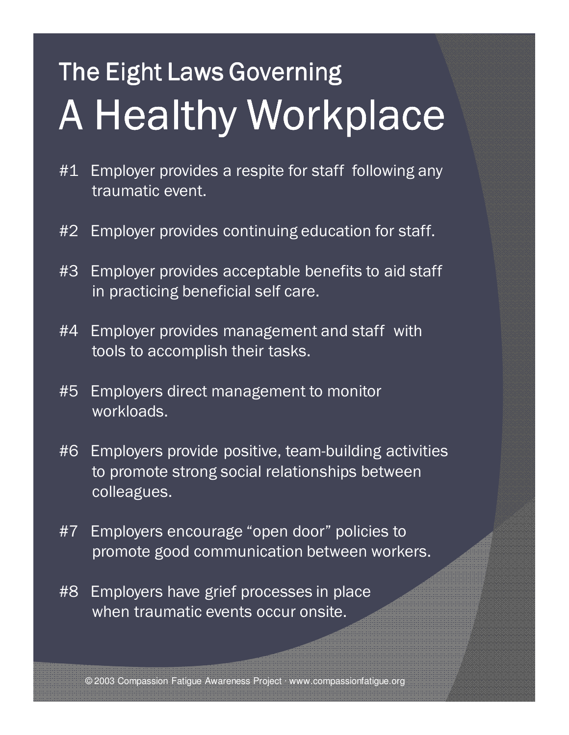# The Eight Laws Governing A Healthy Workplace

#1 Employer provides a respite for staff following any traumatic event.

#2 Employer provides continuing education for staff.

#3 Employer provides acceptable benefits to aid staff in practicing beneficial self care.

#4 Employer provides management and staff with tools to accomplish their tasks.

#5 Employers direct management to monitor workloads.

#6 Employers provide positive, team-building activities to promote strong social relationships between colleagues.

#7 Employers encourage "open door" policies to promote good communication between workers.

#8 Employers have grief processes in place when traumatic events occur onsite.

© 2003 Compassion Fatigue Awareness Project · www.compassionfatigue.org